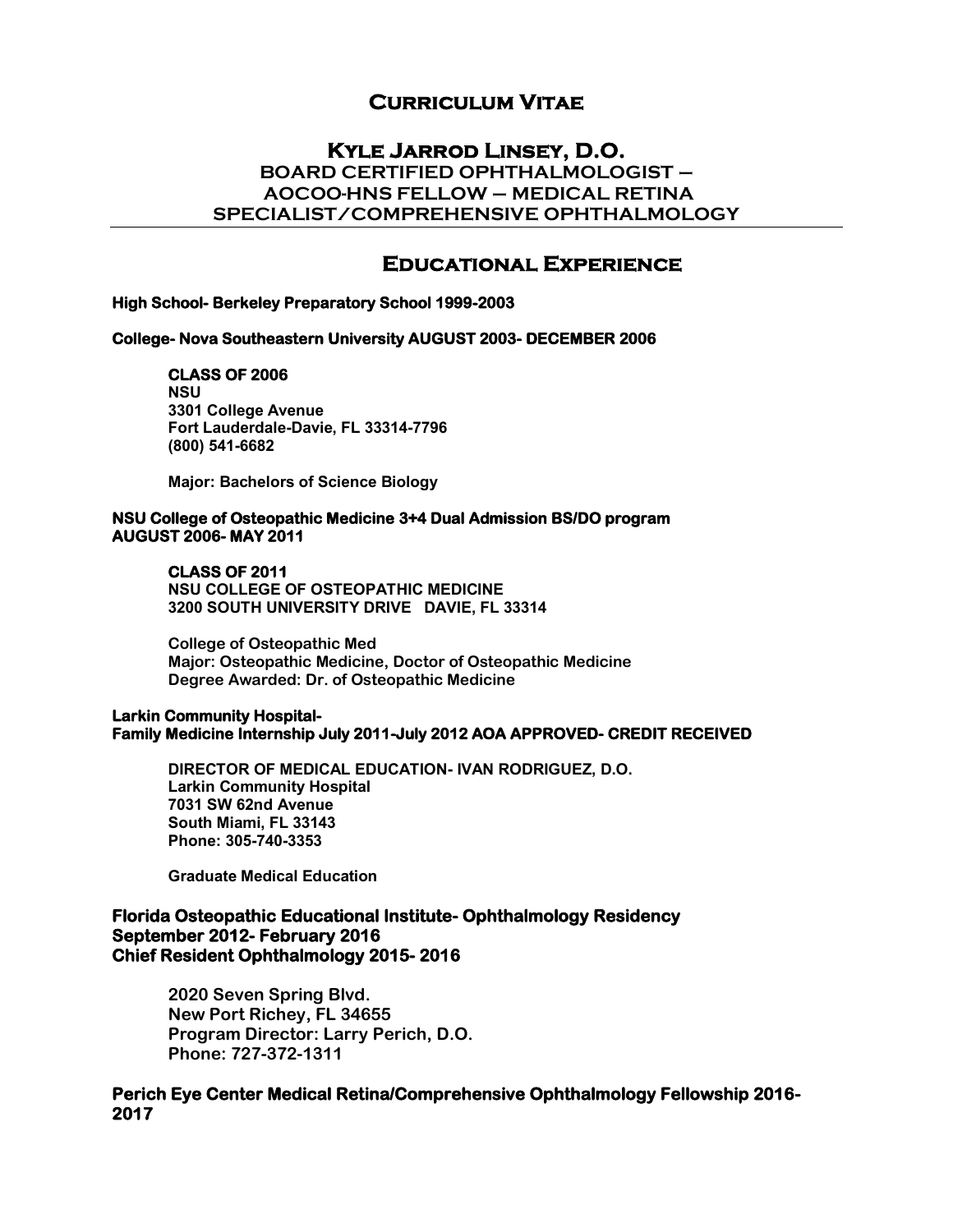# Curriculum Vitae

## Kyle Jarrod Linsey, D.O.

**BOARD CERTIFIED OPHTHALMOLOGIST – AOCOO-HNS FELLOW – MEDICAL RETINA SPECIALIST/COMPREHENSIVE OPHTHALMOLOGY**

---

## Educational Experience

**High School- Berkeley Preparatory School 1999-2003**

**College- Nova Southeastern University AUGUST 2003- DECEMBER 2006**

> **CLASS OF 2006**
> **NSU**
> **3301 College Avenue**
> **Fort Lauderdale-Davie, FL 33314-7796**
> **(800) 541-6682**
>
> **Major: Bachelors of Science Biology**

**NSU College of Osteopathic Medicine 3+4 Dual Admission BS/DO program**
**AUGUST 2006- MAY 2011**

> **CLASS OF 2011**
> **NSU COLLEGE OF OSTEOPATHIC MEDICINE**
> **3200 SOUTH UNIVERSITY DRIVE DAVIE, FL 33314**
>
> **College of Osteopathic Med**
> **Major: Osteopathic Medicine, Doctor of Osteopathic Medicine**
> **Degree Awarded: Dr. of Osteopathic Medicine**

**Larkin Community Hospital-**
**Family Medicine Internship July 2011-July 2012 AOA APPROVED- CREDIT RECEIVED**

> **DIRECTOR OF MEDICAL EDUCATION- IVAN RODRIGUEZ, D.O.**
> **Larkin Community Hospital**
> **7031 SW 62nd Avenue**
> **South Miami, FL 33143**
> **Phone: 305-740-3353**
>
> **Graduate Medical Education**

**Florida Osteopathic Educational Institute- Ophthalmology Residency**
**September 2012- February 2016**
**Chief Resident Ophthalmology 2015- 2016**

> **2020 Seven Spring Blvd.**
> **New Port Richey, FL 34655**
> **Program Director: Larry Perich, D.O.**
> **Phone: 727-372-1311**

**Perich Eye Center Medical Retina/Comprehensive Ophthalmology Fellowship 2016-2017**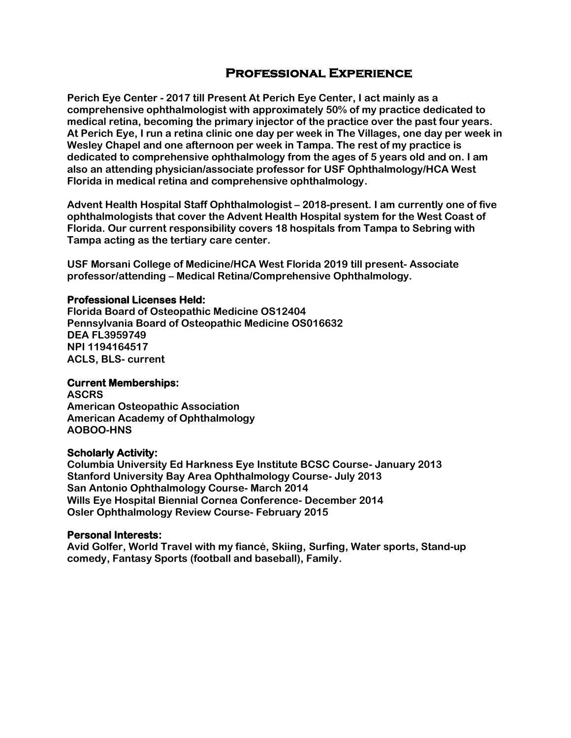# Professional Experience

**Perich Eye Center - 2017 till Present At Perich Eye Center, I act mainly as a comprehensive ophthalmologist with approximately 50% of my practice dedicated to medical retina, becoming the primary injector of the practice over the past four years. At Perich Eye, I run a retina clinic one day per week in The Villages, one day per week in Wesley Chapel and one afternoon per week in Tampa. The rest of my practice is dedicated to comprehensive ophthalmology from the ages of 5 years old and on. I am also an attending physician/associate professor for USF Ophthalmology/HCA West Florida in medical retina and comprehensive ophthalmology.**

**Advent Health Hospital Staff Ophthalmologist – 2018-present. I am currently one of five ophthalmologists that cover the Advent Health Hospital system for the West Coast of Florida. Our current responsibility covers 18 hospitals from Tampa to Sebring with Tampa acting as the tertiary care center.**

**USF Morsani College of Medicine/HCA West Florida 2019 till present- Associate professor/attending – Medical Retina/Comprehensive Ophthalmology.**

### Professional Licenses Held:

**Florida Board of Osteopathic Medicine OS12404**
**Pennsylvania Board of Osteopathic Medicine OS016632**
**DEA FL3959749**
**NPI 1194164517**
**ACLS, BLS- current**

### Current Memberships:

**ASCRS**
**American Osteopathic Association**
**American Academy of Ophthalmology**
**AOBOO-HNS**

### Scholarly Activity:

**Columbia University Ed Harkness Eye Institute BCSC Course- January 2013**
**Stanford University Bay Area Ophthalmology Course- July 2013**
**San Antonio Ophthalmology Course- March 2014**
**Wills Eye Hospital Biennial Cornea Conference- December 2014**
**Osler Ophthalmology Review Course- February 2015**

### Personal Interests:

**Avid Golfer, World Travel with my fiancé, Skiing, Surfing, Water sports, Stand-up comedy, Fantasy Sports (football and baseball), Family.**